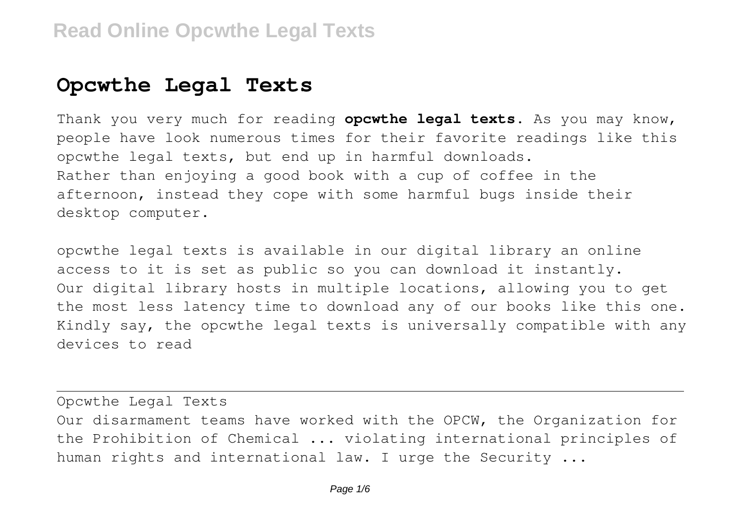# Opcwthe Legal Texts

Thank you very much for reading **opcwthe legal texts**. As you may know, people have look numerous times for their favorite readings like this opcwthe legal texts, but end up in harmful downloads.
Rather than enjoying a good book with a cup of coffee in the afternoon, instead they cope with some harmful bugs inside their desktop computer.

opcwthe legal texts is available in our digital library an online access to it is set as public so you can download it instantly.
Our digital library hosts in multiple locations, allowing you to get the most less latency time to download any of our books like this one.
Kindly say, the opcwthe legal texts is universally compatible with any devices to read

## Opcwthe Legal Texts

Our disarmament teams have worked with the OPCW, the Organization for the Prohibition of Chemical ... violating international principles of human rights and international law. I urge the Security ...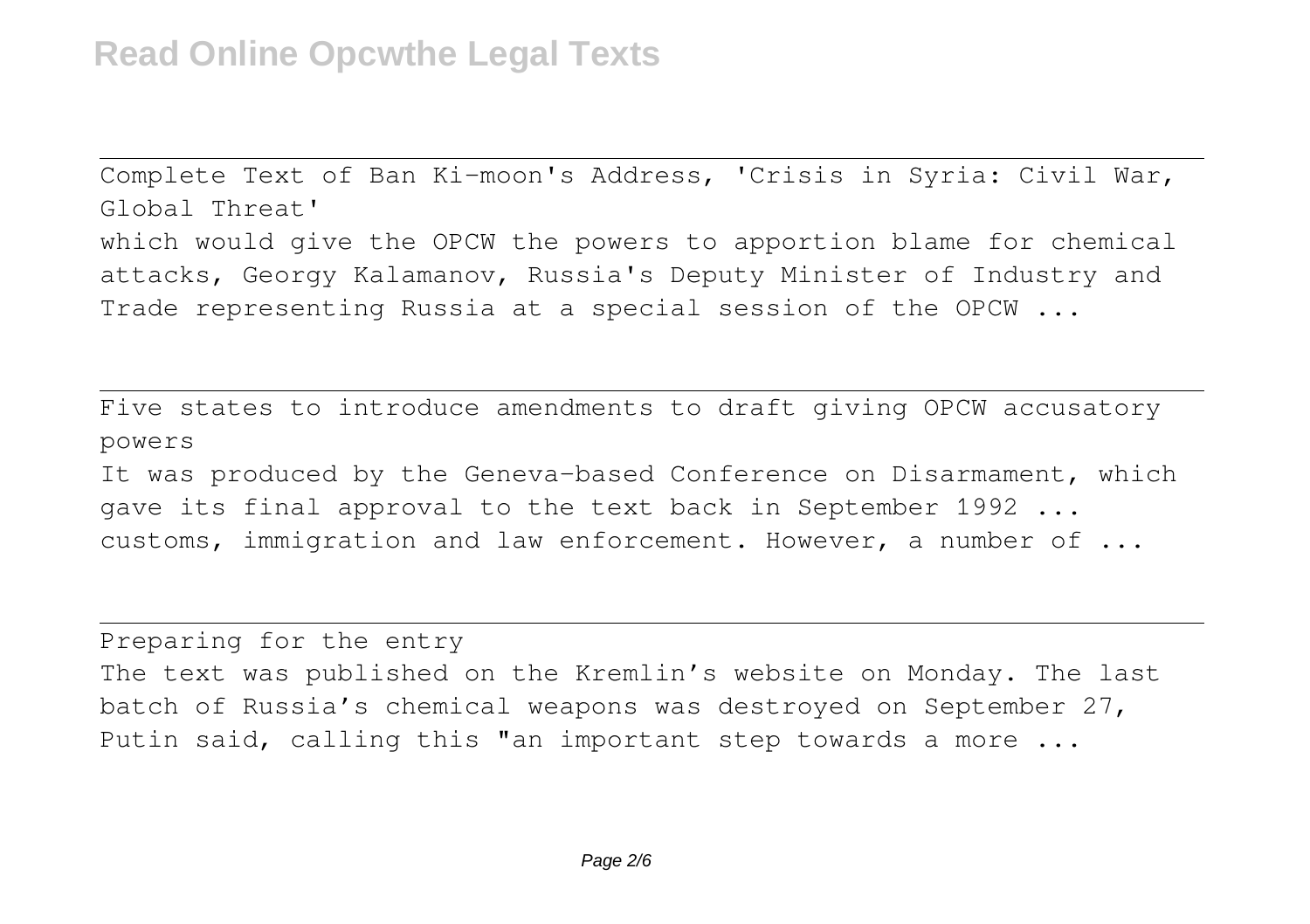Complete Text of Ban Ki-moon's Address, 'Crisis in Syria: Civil War, Global Threat'

which would give the OPCW the powers to apportion blame for chemical attacks, Georgy Kalamanov, Russia's Deputy Minister of Industry and Trade representing Russia at a special session of the OPCW ...

---

Five states to introduce amendments to draft giving OPCW accusatory powers

It was produced by the Geneva-based Conference on Disarmament, which gave its final approval to the text back in September 1992 ... customs, immigration and law enforcement. However, a number of ...

---

Preparing for the entry

The text was published on the Kremlin's website on Monday. The last batch of Russia's chemical weapons was destroyed on September 27, Putin said, calling this "an important step towards a more ...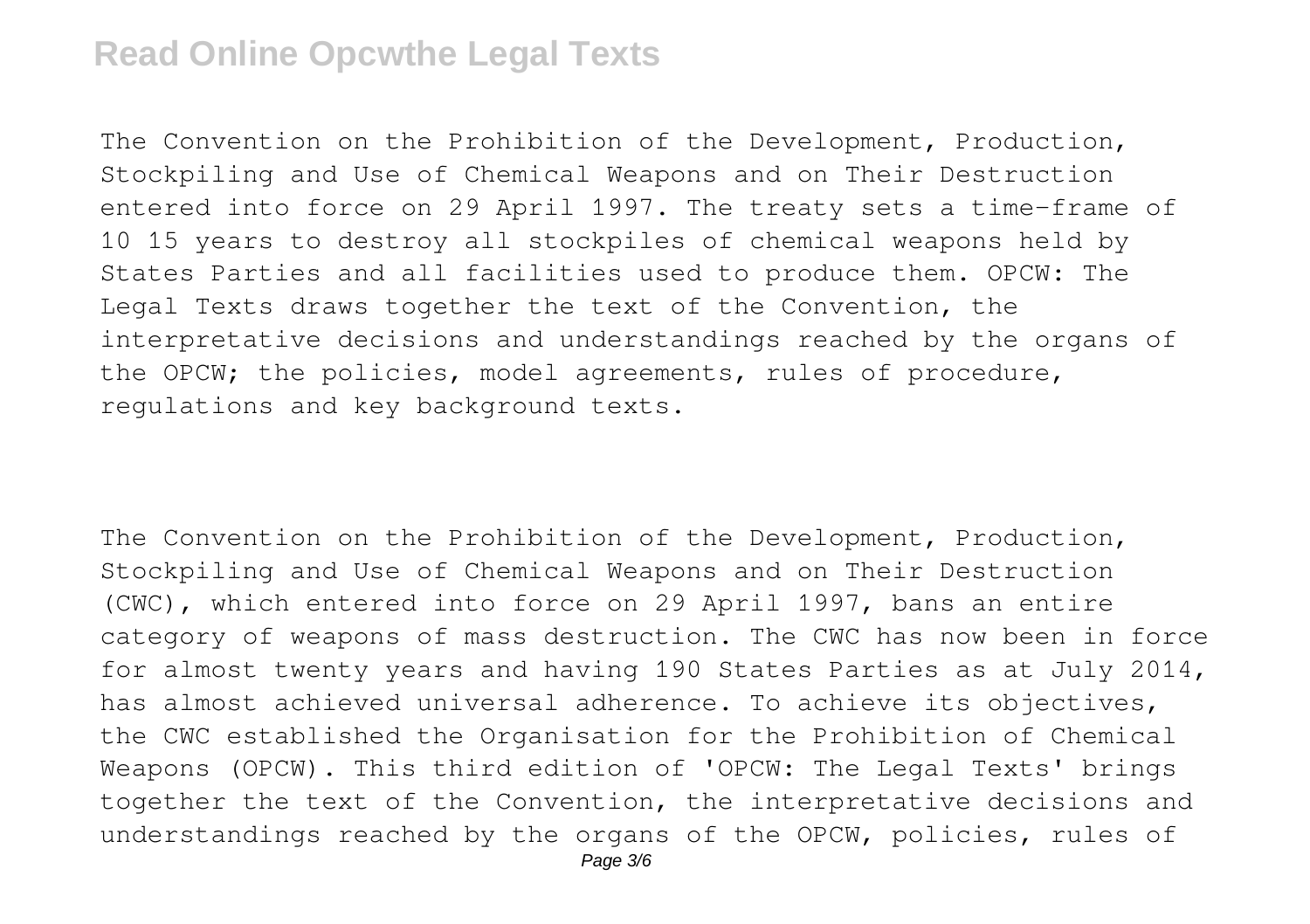The Convention on the Prohibition of the Development, Production, Stockpiling and Use of Chemical Weapons and on Their Destruction entered into force on 29 April 1997. The treaty sets a time-frame of 10 15 years to destroy all stockpiles of chemical weapons held by States Parties and all facilities used to produce them. OPCW: The Legal Texts draws together the text of the Convention, the interpretative decisions and understandings reached by the organs of the OPCW; the policies, model agreements, rules of procedure, regulations and key background texts.

The Convention on the Prohibition of the Development, Production, Stockpiling and Use of Chemical Weapons and on Their Destruction (CWC), which entered into force on 29 April 1997, bans an entire category of weapons of mass destruction. The CWC has now been in force for almost twenty years and having 190 States Parties as at July 2014, has almost achieved universal adherence. To achieve its objectives, the CWC established the Organisation for the Prohibition of Chemical Weapons (OPCW). This third edition of 'OPCW: The Legal Texts' brings together the text of the Convention, the interpretative decisions and understandings reached by the organs of the OPCW, policies, rules of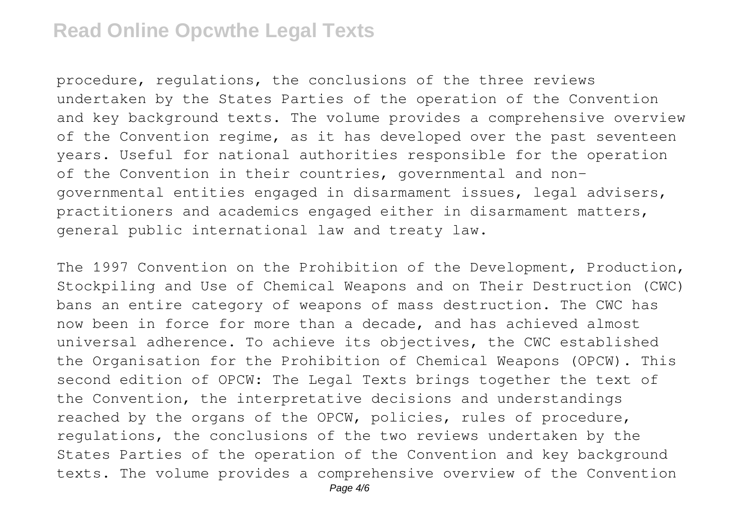procedure, regulations, the conclusions of the three reviews undertaken by the States Parties of the operation of the Convention and key background texts. The volume provides a comprehensive overview of the Convention regime, as it has developed over the past seventeen years. Useful for national authorities responsible for the operation of the Convention in their countries, governmental and non-governmental entities engaged in disarmament issues, legal advisers, practitioners and academics engaged either in disarmament matters, general public international law and treaty law.

The 1997 Convention on the Prohibition of the Development, Production, Stockpiling and Use of Chemical Weapons and on Their Destruction (CWC) bans an entire category of weapons of mass destruction. The CWC has now been in force for more than a decade, and has achieved almost universal adherence. To achieve its objectives, the CWC established the Organisation for the Prohibition of Chemical Weapons (OPCW). This second edition of OPCW: The Legal Texts brings together the text of the Convention, the interpretative decisions and understandings reached by the organs of the OPCW, policies, rules of procedure, regulations, the conclusions of the two reviews undertaken by the States Parties of the operation of the Convention and key background texts. The volume provides a comprehensive overview of the Convention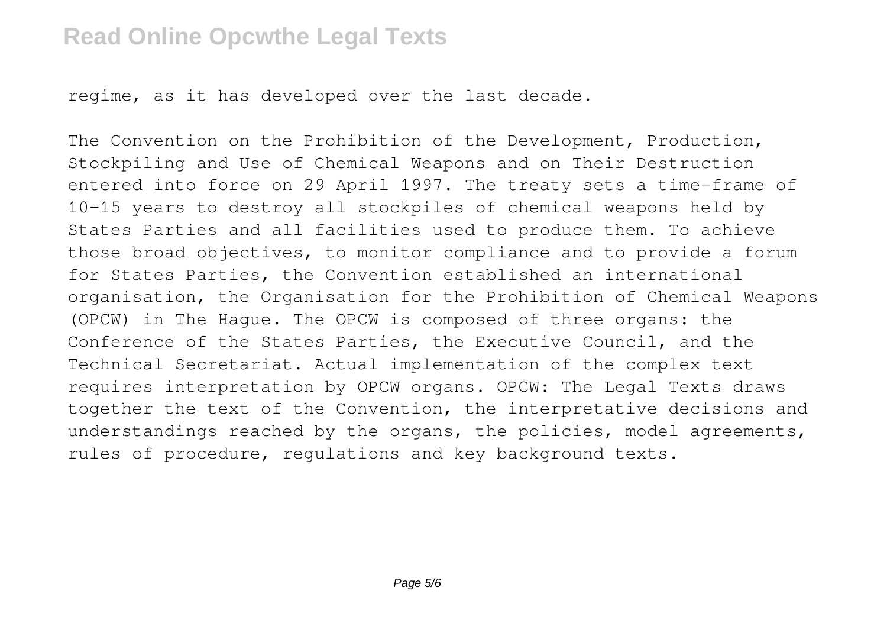regime, as it has developed over the last decade.

The Convention on the Prohibition of the Development, Production, Stockpiling and Use of Chemical Weapons and on Their Destruction entered into force on 29 April 1997. The treaty sets a time-frame of 10-15 years to destroy all stockpiles of chemical weapons held by States Parties and all facilities used to produce them. To achieve those broad objectives, to monitor compliance and to provide a forum for States Parties, the Convention established an international organisation, the Organisation for the Prohibition of Chemical Weapons (OPCW) in The Hague. The OPCW is composed of three organs: the Conference of the States Parties, the Executive Council, and the Technical Secretariat. Actual implementation of the complex text requires interpretation by OPCW organs. OPCW: The Legal Texts draws together the text of the Convention, the interpretative decisions and understandings reached by the organs, the policies, model agreements, rules of procedure, regulations and key background texts.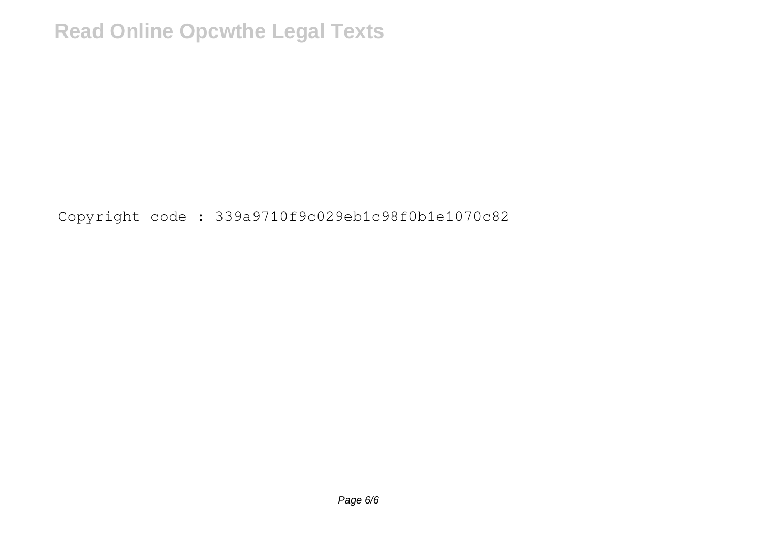Copyright code : 339a9710f9c029eb1c98f0b1e1070c82